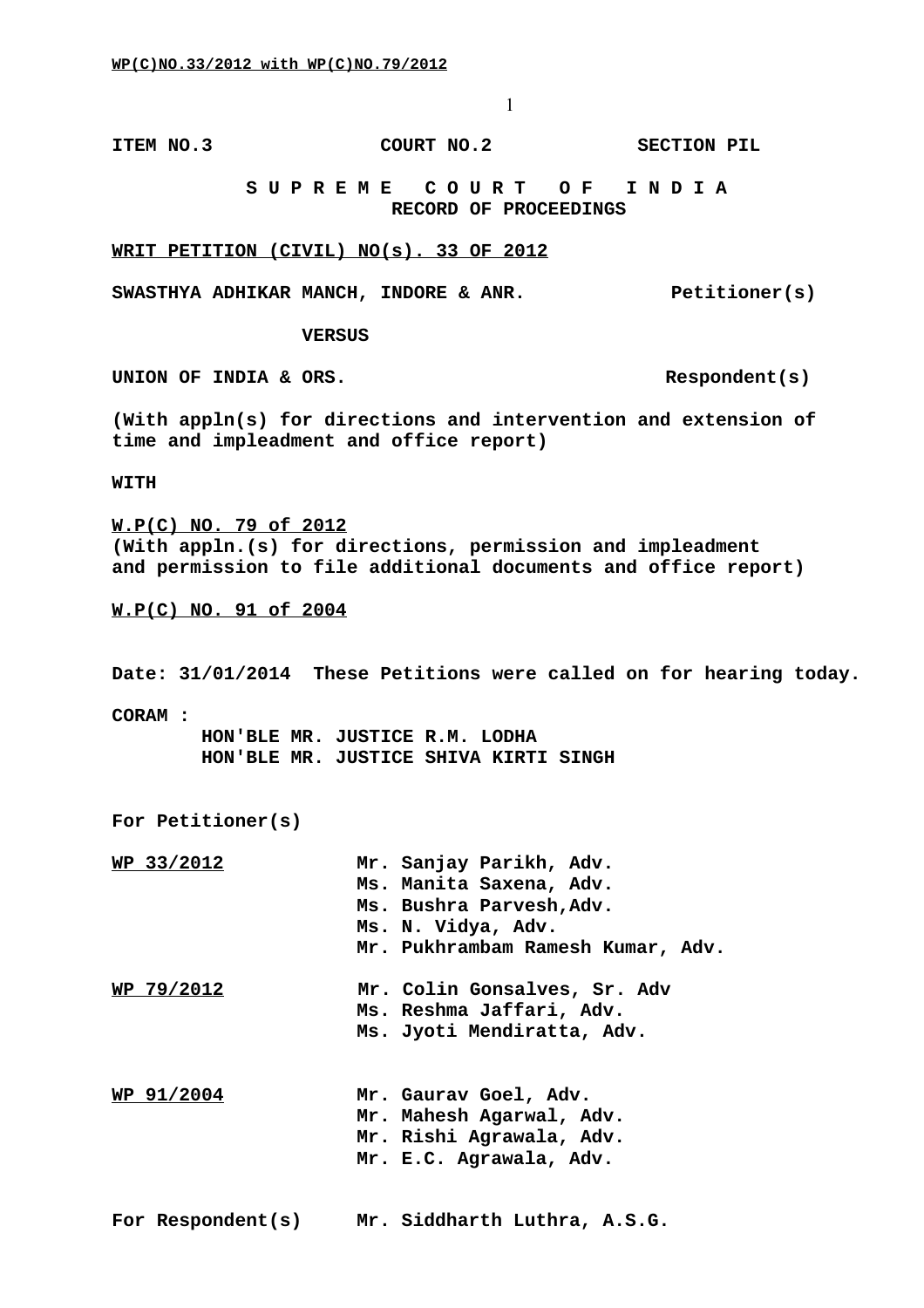**ITEM NO.3 COURT NO.2 SECTION PIL**

# S U P R E M E C O U R T O F I N D I A

## RECORD OF PROCEEDINGS

**WRIT PETITION (CIVIL) NO(s). 33 OF 2012**

**SWASTHYA ADHIKAR MANCH, INDORE & ANR. Petitioner(s)**

**VERSUS**

**UNION OF INDIA & ORS. Respondent(s)**

**(With appln(s) for directions and intervention and extension of time and impleadment and office report)**

**WITH**

**W.P(C) NO. 79 of 2012**
**(With appln.(s) for directions, permission and impleadment and permission to file additional documents and office report)**

**W.P(C) NO. 91 of 2004**

**Date: 31/01/2014 These Petitions were called on for hearing today.**

**CORAM :**
**HON'BLE MR. JUSTICE R.M. LODHA**
**HON'BLE MR. JUSTICE SHIVA KIRTI SINGH**

**For Petitioner(s)**

**WP 33/2012**
**Mr. Sanjay Parikh, Adv.**
**Ms. Manita Saxena, Adv.**
**Ms. Bushra Parvesh,Adv.**
**Ms. N. Vidya, Adv.**
**Mr. Pukhrambam Ramesh Kumar, Adv.**

**WP 79/2012**
**Mr. Colin Gonsalves, Sr. Adv**
**Ms. Reshma Jaffari, Adv.**
**Ms. Jyoti Mendiratta, Adv.**

**WP 91/2004**
**Mr. Gaurav Goel, Adv.**
**Mr. Mahesh Agarwal, Adv.**
**Mr. Rishi Agrawala, Adv.**
**Mr. E.C. Agrawala, Adv.**

**For Respondent(s) Mr. Siddharth Luthra, A.S.G.**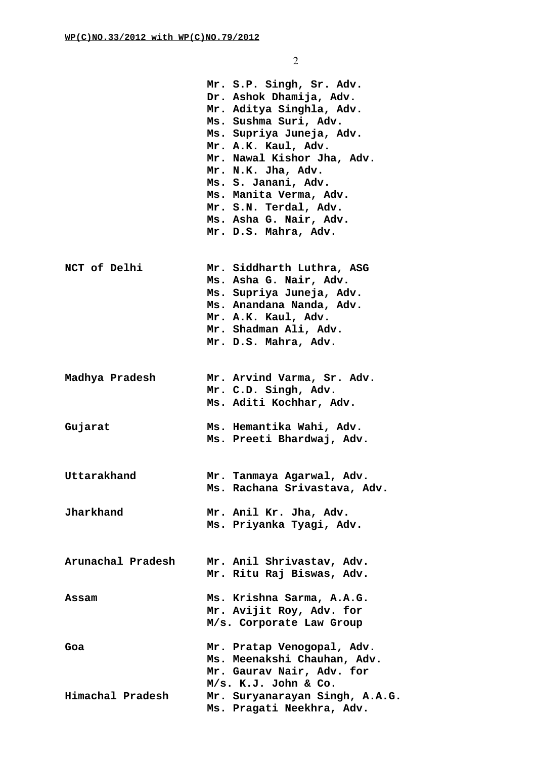| | |
|---|---|
| | **Mr. S.P. Singh, Sr. Adv.** |
| | **Dr. Ashok Dhamija, Adv.** |
| | **Mr. Aditya Singhla, Adv.** |
| | **Ms. Sushma Suri, Adv.** |
| | **Ms. Supriya Juneja, Adv.** |
| | **Mr. A.K. Kaul, Adv.** |
| | **Mr. Nawal Kishor Jha, Adv.** |
| | **Mr. N.K. Jha, Adv.** |
| | **Ms. S. Janani, Adv.** |
| | **Ms. Manita Verma, Adv.** |
| | **Mr. S.N. Terdal, Adv.** |
| | **Ms. Asha G. Nair, Adv.** |
| | **Mr. D.S. Mahra, Adv.** |
| **NCT of Delhi** | **Mr. Siddharth Luthra, ASG** |
| | **Ms. Asha G. Nair, Adv.** |
| | **Ms. Supriya Juneja, Adv.** |
| | **Ms. Anandana Nanda, Adv.** |
| | **Mr. A.K. Kaul, Adv.** |
| | **Mr. Shadman Ali, Adv.** |
| | **Mr. D.S. Mahra, Adv.** |
| **Madhya Pradesh** | **Mr. Arvind Varma, Sr. Adv.** |
| | **Mr. C.D. Singh, Adv.** |
| | **Ms. Aditi Kochhar, Adv.** |
| **Gujarat** | **Ms. Hemantika Wahi, Adv.** |
| | **Ms. Preeti Bhardwaj, Adv.** |
| **Uttarakhand** | **Mr. Tanmaya Agarwal, Adv.** |
| | **Ms. Rachana Srivastava, Adv.** |
| **Jharkhand** | **Mr. Anil Kr. Jha, Adv.** |
| | **Ms. Priyanka Tyagi, Adv.** |
| **Arunachal Pradesh** | **Mr. Anil Shrivastav, Adv.** |
| | **Mr. Ritu Raj Biswas, Adv.** |
| **Assam** | **Ms. Krishna Sarma, A.A.G.** |
| | **Mr. Avijit Roy, Adv. for** |
| | **M/s. Corporate Law Group** |
| **Goa** | **Mr. Pratap Venogopal, Adv.** |
| | **Ms. Meenakshi Chauhan, Adv.** |
| | **Mr. Gaurav Nair, Adv. for** |
| | **M/s. K.J. John & Co.** |
| **Himachal Pradesh** | **Mr. Suryanarayan Singh, A.A.G.** |
| | **Ms. Pragati Neekhra, Adv.** |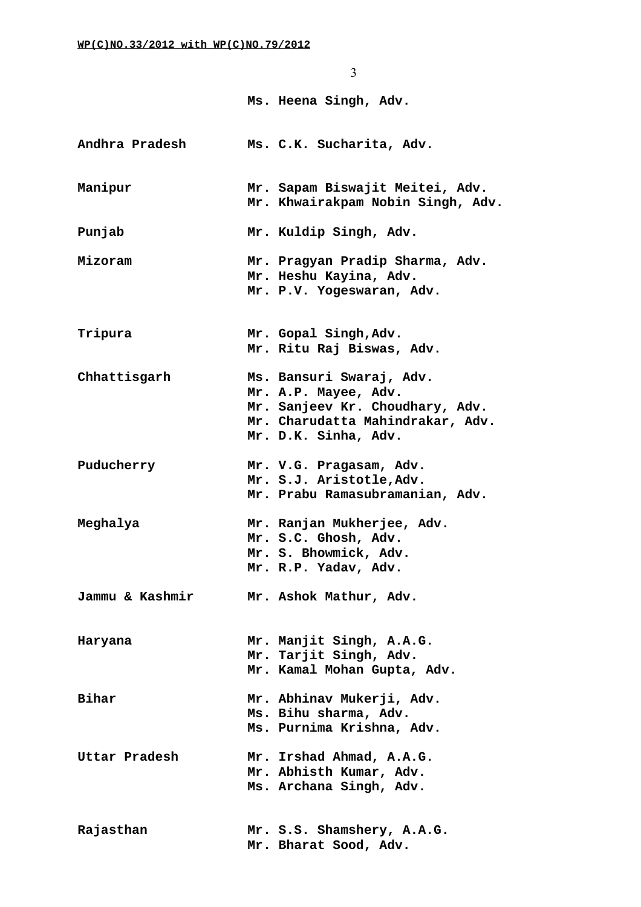| | |
|---|---|
| | Ms. Heena Singh, Adv. |
| Andhra Pradesh | Ms. C.K. Sucharita, Adv. |
| Manipur | Mr. Sapam Biswajit Meitei, Adv.<br>Mr. Khwairakpam Nobin Singh, Adv. |
| Punjab | Mr. Kuldip Singh, Adv. |
| Mizoram | Mr. Pragyan Pradip Sharma, Adv.<br>Mr. Heshu Kayina, Adv.<br>Mr. P.V. Yogeswaran, Adv. |
| Tripura | Mr. Gopal Singh,Adv.<br>Mr. Ritu Raj Biswas, Adv. |
| Chhattisgarh | Ms. Bansuri Swaraj, Adv.<br>Mr. A.P. Mayee, Adv.<br>Mr. Sanjeev Kr. Choudhary, Adv.<br>Mr. Charudatta Mahindrakar, Adv.<br>Mr. D.K. Sinha, Adv. |
| Puducherry | Mr. V.G. Pragasam, Adv.<br>Mr. S.J. Aristotle,Adv.<br>Mr. Prabu Ramasubramanian, Adv. |
| Meghalya | Mr. Ranjan Mukherjee, Adv.<br>Mr. S.C. Ghosh, Adv.<br>Mr. S. Bhowmick, Adv.<br>Mr. R.P. Yadav, Adv. |
| Jammu & Kashmir | Mr. Ashok Mathur, Adv. |
| Haryana | Mr. Manjit Singh, A.A.G.<br>Mr. Tarjit Singh, Adv.<br>Mr. Kamal Mohan Gupta, Adv. |
| Bihar | Mr. Abhinav Mukerji, Adv.<br>Ms. Bihu sharma, Adv.<br>Ms. Purnima Krishna, Adv. |
| Uttar Pradesh | Mr. Irshad Ahmad, A.A.G.<br>Mr. Abhisth Kumar, Adv.<br>Ms. Archana Singh, Adv. |
| Rajasthan | Mr. S.S. Shamshery, A.A.G.<br>Mr. Bharat Sood, Adv. |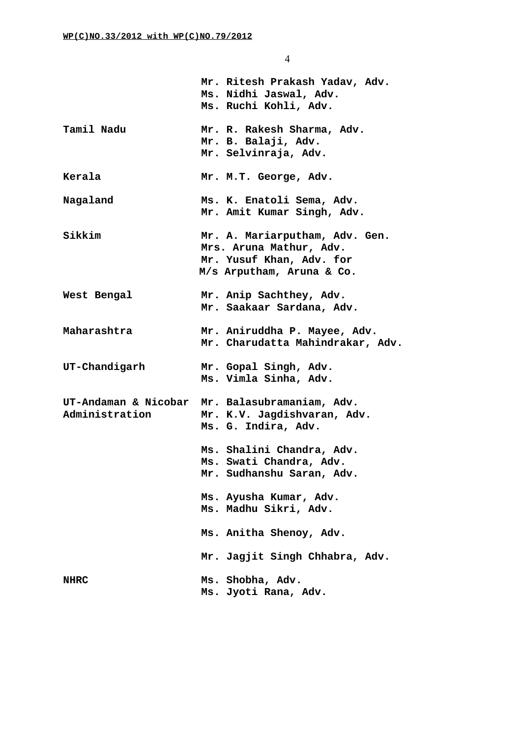| | |
|---|---|
| | **Mr. Ritesh Prakash Yadav, Adv.**<br>**Ms. Nidhi Jaswal, Adv.**<br>**Ms. Ruchi Kohli, Adv.** |
| **Tamil Nadu** | **Mr. R. Rakesh Sharma, Adv.**<br>**Mr. B. Balaji, Adv.**<br>**Mr. Selvinraja, Adv.** |
| **Kerala** | **Mr. M.T. George, Adv.** |
| **Nagaland** | **Ms. K. Enatoli Sema, Adv.**<br>**Mr. Amit Kumar Singh, Adv.** |
| **Sikkim** | **Mr. A. Mariarputham, Adv. Gen.**<br>**Mrs. Aruna Mathur, Adv.**<br>**Mr. Yusuf Khan, Adv. for**<br>**M/s Arputham, Aruna & Co.** |
| **West Bengal** | **Mr. Anip Sachthey, Adv.**<br>**Mr. Saakaar Sardana, Adv.** |
| **Maharashtra** | **Mr. Aniruddha P. Mayee, Adv.**<br>**Mr. Charudatta Mahindrakar, Adv.** |
| **UT-Chandigarh** | **Mr. Gopal Singh, Adv.**<br>**Ms. Vimla Sinha, Adv.** |
| **UT-Andaman & Nicobar Administration** | **Mr. Balasubramaniam, Adv.**<br>**Mr. K.V. Jagdishvaran, Adv.**<br>**Ms. G. Indira, Adv.** |
| | **Ms. Shalini Chandra, Adv.**<br>**Ms. Swati Chandra, Adv.**<br>**Mr. Sudhanshu Saran, Adv.** |
| | **Ms. Ayusha Kumar, Adv.**<br>**Ms. Madhu Sikri, Adv.** |
| | **Ms. Anitha Shenoy, Adv.** |
| | **Mr. Jagjit Singh Chhabra, Adv.** |
| **NHRC** | **Ms. Shobha, Adv.**<br>**Ms. Jyoti Rana, Adv.** |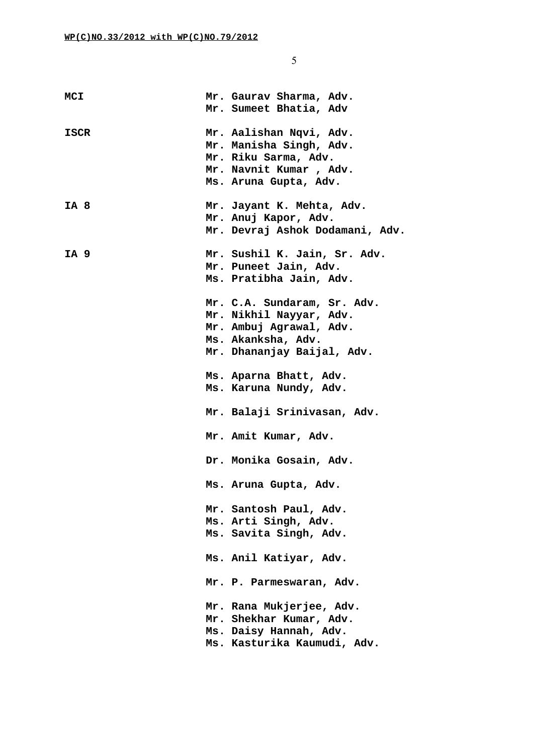| | |
|---|---|
| **MCI** | **Mr. Gaurav Sharma, Adv.**<br>**Mr. Sumeet Bhatia, Adv** |
| **ISCR** | **Mr. Aalishan Nqvi, Adv.**<br>**Mr. Manisha Singh, Adv.**<br>**Mr. Riku Sarma, Adv.**<br>**Mr. Navnit Kumar , Adv.**<br>**Ms. Aruna Gupta, Adv.** |
| **IA 8** | **Mr. Jayant K. Mehta, Adv.**<br>**Mr. Anuj Kapor, Adv.**<br>**Mr. Devraj Ashok Dodamani, Adv.** |
| **IA 9** | **Mr. Sushil K. Jain, Sr. Adv.**<br>**Mr. Puneet Jain, Adv.**<br>**Ms. Pratibha Jain, Adv.** |
| | **Mr. C.A. Sundaram, Sr. Adv.**<br>**Mr. Nikhil Nayyar, Adv.**<br>**Mr. Ambuj Agrawal, Adv.**<br>**Ms. Akanksha, Adv.**<br>**Mr. Dhananjay Baijal, Adv.** |
| | **Ms. Aparna Bhatt, Adv.**<br>**Ms. Karuna Nundy, Adv.** |
| | **Mr. Balaji Srinivasan, Adv.** |
| | **Mr. Amit Kumar, Adv.** |
| | **Dr. Monika Gosain, Adv.** |
| | **Ms. Aruna Gupta, Adv.** |
| | **Mr. Santosh Paul, Adv.**<br>**Ms. Arti Singh, Adv.**<br>**Ms. Savita Singh, Adv.** |
| | **Ms. Anil Katiyar, Adv.** |
| | **Mr. P. Parmeswaran, Adv.** |
| | **Mr. Rana Mukjerjee, Adv.**<br>**Mr. Shekhar Kumar, Adv.**<br>**Ms. Daisy Hannah, Adv.**<br>**Ms. Kasturika Kaumudi, Adv.** |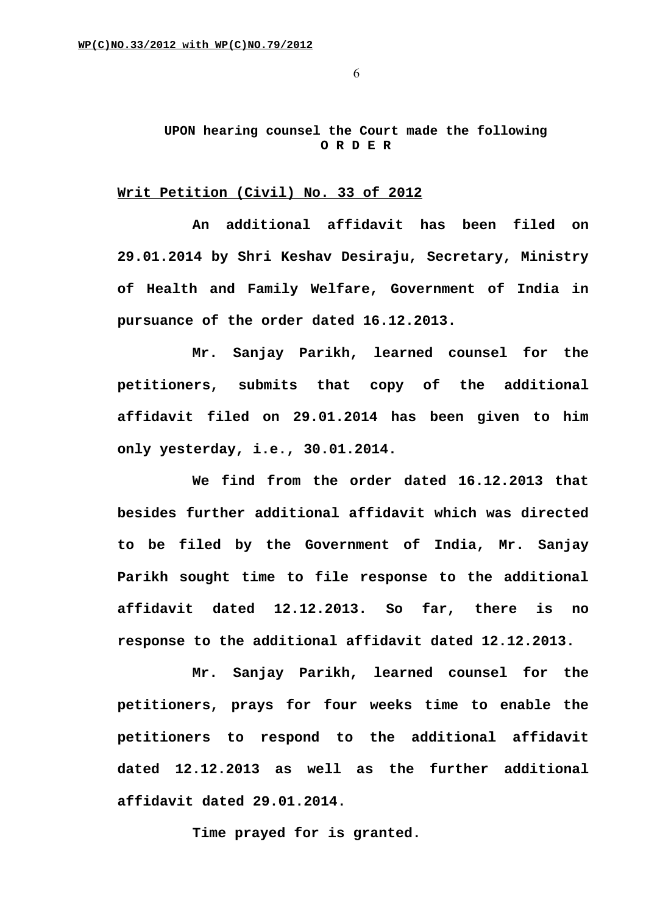**UPON hearing counsel the Court made the following**
**O R D E R**

**Writ Petition (Civil) No. 33 of 2012**

**An additional affidavit has been filed on 29.01.2014 by Shri Keshav Desiraju, Secretary, Ministry of Health and Family Welfare, Government of India in pursuance of the order dated 16.12.2013.**

**Mr. Sanjay Parikh, learned counsel for the petitioners, submits that copy of the additional affidavit filed on 29.01.2014 has been given to him only yesterday, i.e., 30.01.2014.**

**We find from the order dated 16.12.2013 that besides further additional affidavit which was directed to be filed by the Government of India, Mr. Sanjay Parikh sought time to file response to the additional affidavit dated 12.12.2013. So far, there is no response to the additional affidavit dated 12.12.2013.**

**Mr. Sanjay Parikh, learned counsel for the petitioners, prays for four weeks time to enable the petitioners to respond to the additional affidavit dated 12.12.2013 as well as the further additional affidavit dated 29.01.2014.**

**Time prayed for is granted.**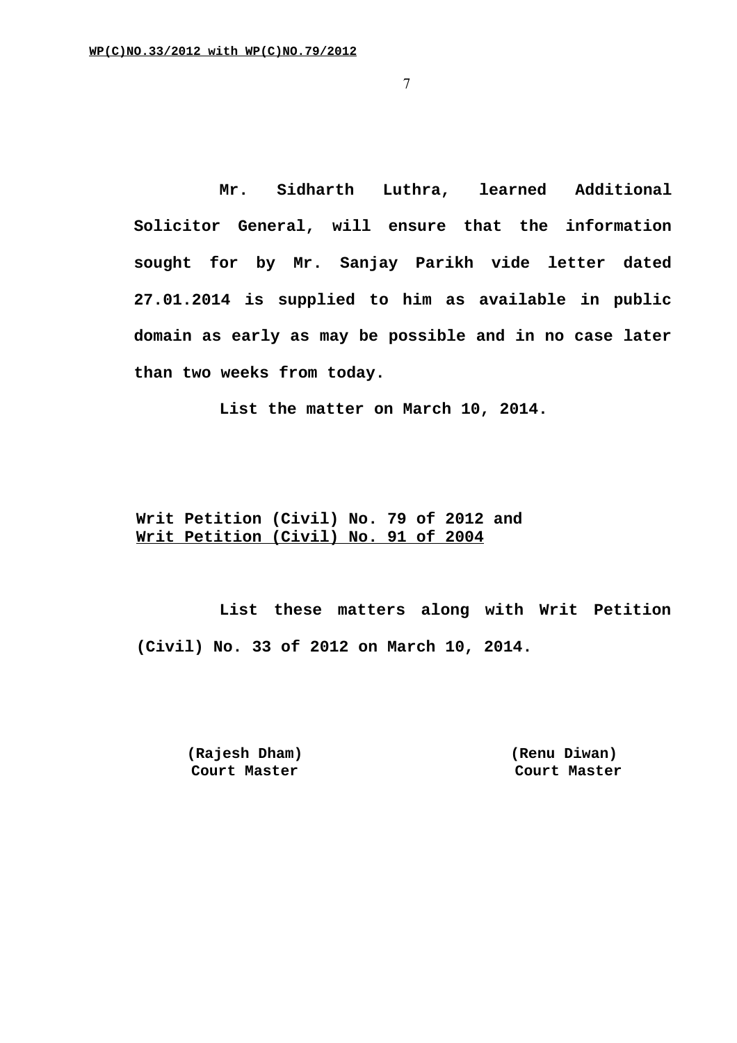**Mr. Sidharth Luthra, learned Additional Solicitor General, will ensure that the information sought for by Mr. Sanjay Parikh vide letter dated 27.01.2014 is supplied to him as available in public domain as early as may be possible and in no case later than two weeks from today.**

**List the matter on March 10, 2014.**

**Writ Petition (Civil) No. 79 of 2012 and**
**Writ Petition (Civil) No. 91 of 2004**

**List these matters along with Writ Petition (Civil) No. 33 of 2012 on March 10, 2014.**

**(Rajesh Dham)**
**Court Master**

**(Renu Diwan)**
**Court Master**